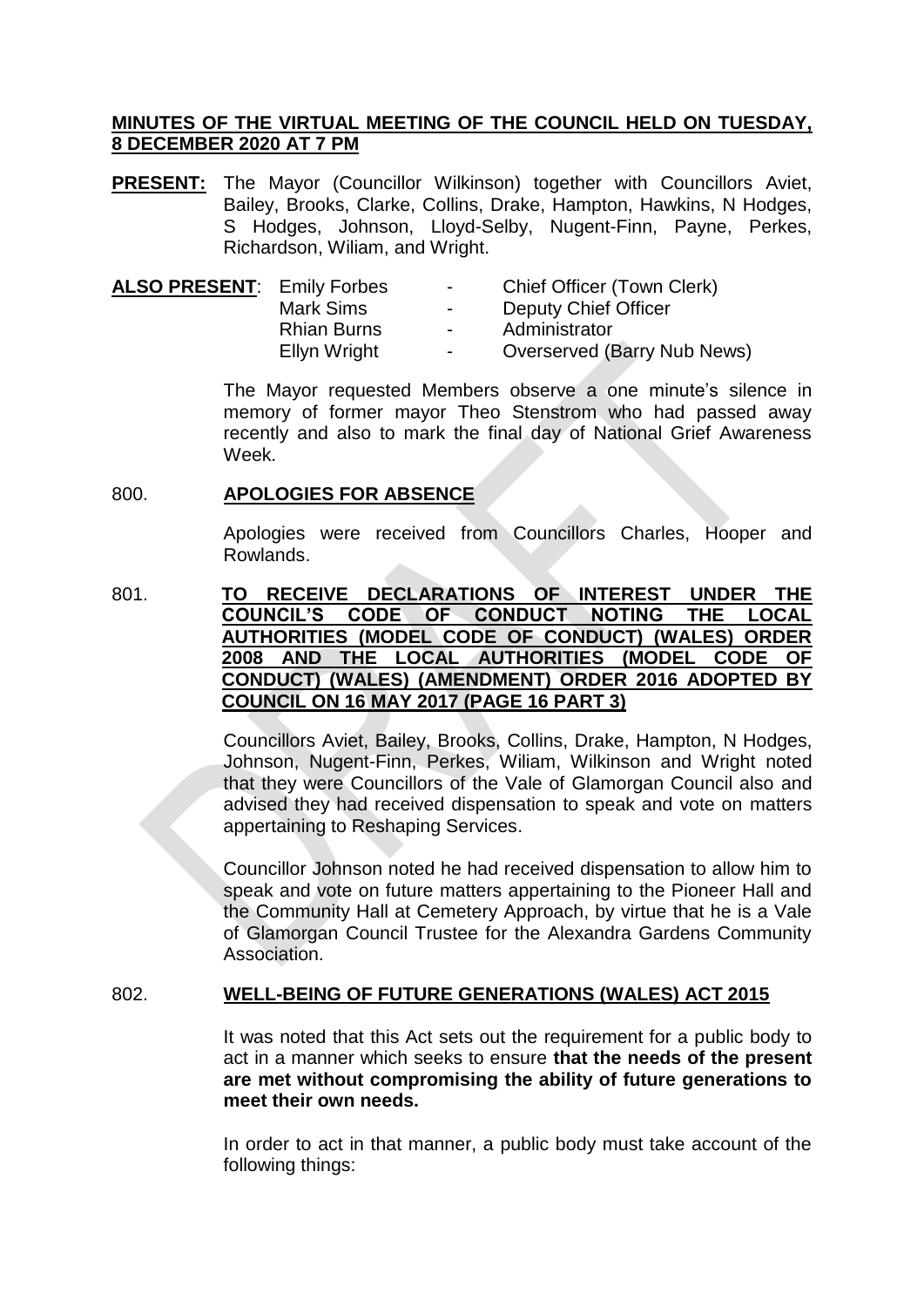# MINUTES OF THE VIRTUAL MEETING OF THE COUNCIL HELD ON TUESDAY, 8 DECEMBER 2020 AT 7 PM

**PRESENT:** The Mayor (Councillor Wilkinson) together with Councillors Aviet, Bailey, Brooks, Clarke, Collins, Drake, Hampton, Hawkins, N Hodges, S Hodges, Johnson, Lloyd-Selby, Nugent-Finn, Payne, Perkes, Richardson, Wiliam, and Wright.

| **ALSO PRESENT**: | | |
|---|---|---|
| Emily Forbes | - | Chief Officer (Town Clerk) |
| Mark Sims | - | Deputy Chief Officer |
| Rhian Burns | - | Administrator |
| Ellyn Wright | - | Overserved (Barry Nub News) |

The Mayor requested Members observe a one minute's silence in memory of former mayor Theo Stenstrom who had passed away recently and also to mark the final day of National Grief Awareness Week.

800. **APOLOGIES FOR ABSENCE**

Apologies were received from Councillors Charles, Hooper and Rowlands.

801. **TO RECEIVE DECLARATIONS OF INTEREST UNDER THE COUNCIL'S CODE OF CONDUCT NOTING THE LOCAL AUTHORITIES (MODEL CODE OF CONDUCT) (WALES) ORDER 2008 AND THE LOCAL AUTHORITIES (MODEL CODE OF CONDUCT) (WALES) (AMENDMENT) ORDER 2016 ADOPTED BY COUNCIL ON 16 MAY 2017 (PAGE 16 PART 3)**

Councillors Aviet, Bailey, Brooks, Collins, Drake, Hampton, N Hodges, Johnson, Nugent-Finn, Perkes, Wiliam, Wilkinson and Wright noted that they were Councillors of the Vale of Glamorgan Council also and advised they had received dispensation to speak and vote on matters appertaining to Reshaping Services.

Councillor Johnson noted he had received dispensation to allow him to speak and vote on future matters appertaining to the Pioneer Hall and the Community Hall at Cemetery Approach, by virtue that he is a Vale of Glamorgan Council Trustee for the Alexandra Gardens Community Association.

802. **WELL-BEING OF FUTURE GENERATIONS (WALES) ACT 2015**

It was noted that this Act sets out the requirement for a public body to act in a manner which seeks to ensure **that the needs of the present are met without compromising the ability of future generations to meet their own needs.**

In order to act in that manner, a public body must take account of the following things: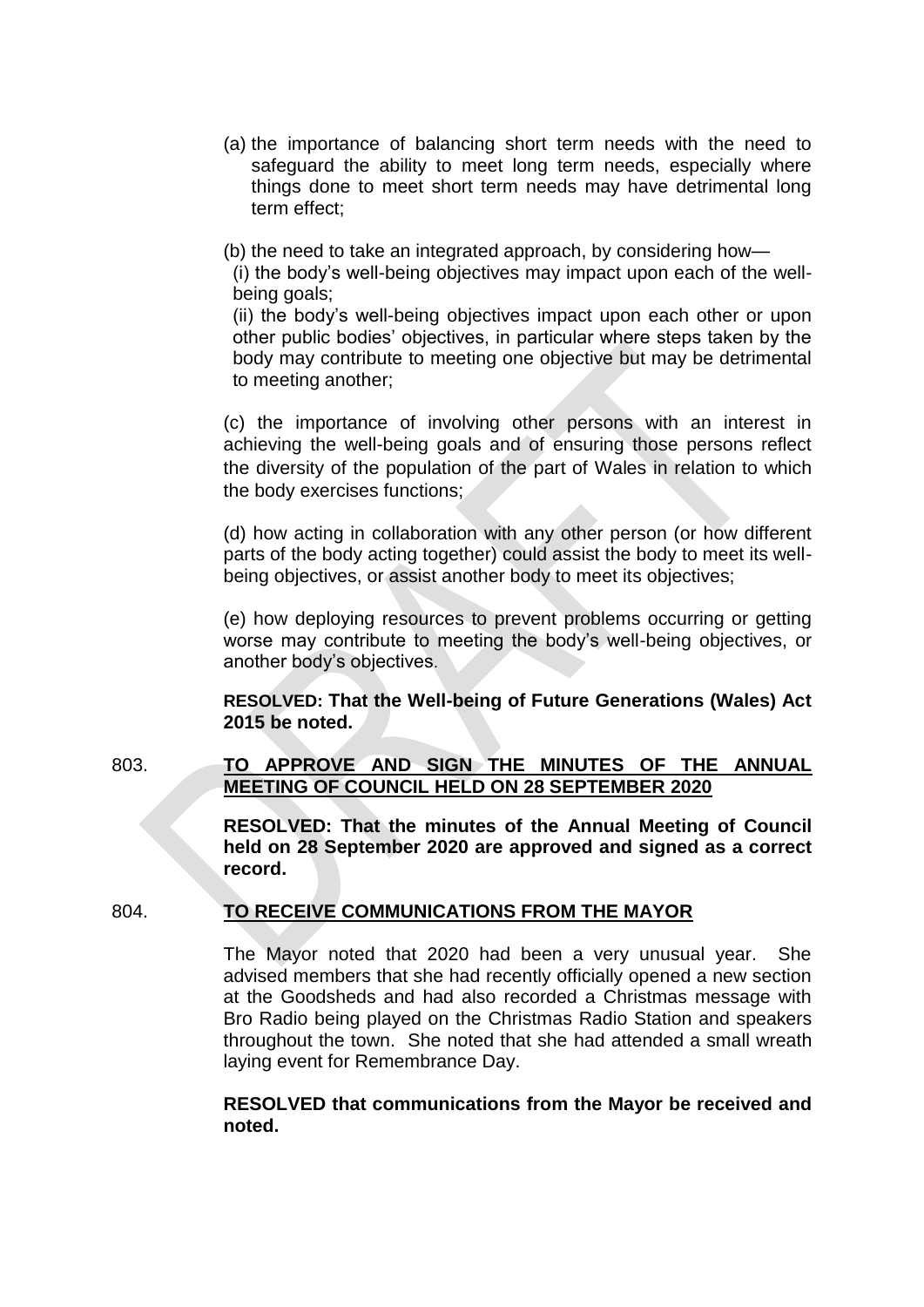(a) the importance of balancing short term needs with the need to safeguard the ability to meet long term needs, especially where things done to meet short term needs may have detrimental long term effect;

(b) the need to take an integrated approach, by considering how—
(i) the body's well-being objectives may impact upon each of the well-being goals;
(ii) the body's well-being objectives impact upon each other or upon other public bodies' objectives, in particular where steps taken by the body may contribute to meeting one objective but may be detrimental to meeting another;

(c) the importance of involving other persons with an interest in achieving the well-being goals and of ensuring those persons reflect the diversity of the population of the part of Wales in relation to which the body exercises functions;

(d) how acting in collaboration with any other person (or how different parts of the body acting together) could assist the body to meet its well-being objectives, or assist another body to meet its objectives;

(e) how deploying resources to prevent problems occurring or getting worse may contribute to meeting the body's well-being objectives, or another body's objectives.

**RESOLVED: That the Well-being of Future Generations (Wales) Act 2015 be noted.**

803. **TO APPROVE AND SIGN THE MINUTES OF THE ANNUAL MEETING OF COUNCIL HELD ON 28 SEPTEMBER 2020**

**RESOLVED: That the minutes of the Annual Meeting of Council held on 28 September 2020 are approved and signed as a correct record.**

804. **TO RECEIVE COMMUNICATIONS FROM THE MAYOR**

The Mayor noted that 2020 had been a very unusual year. She advised members that she had recently officially opened a new section at the Goodsheds and had also recorded a Christmas message with Bro Radio being played on the Christmas Radio Station and speakers throughout the town. She noted that she had attended a small wreath laying event for Remembrance Day.

**RESOLVED that communications from the Mayor be received and noted.**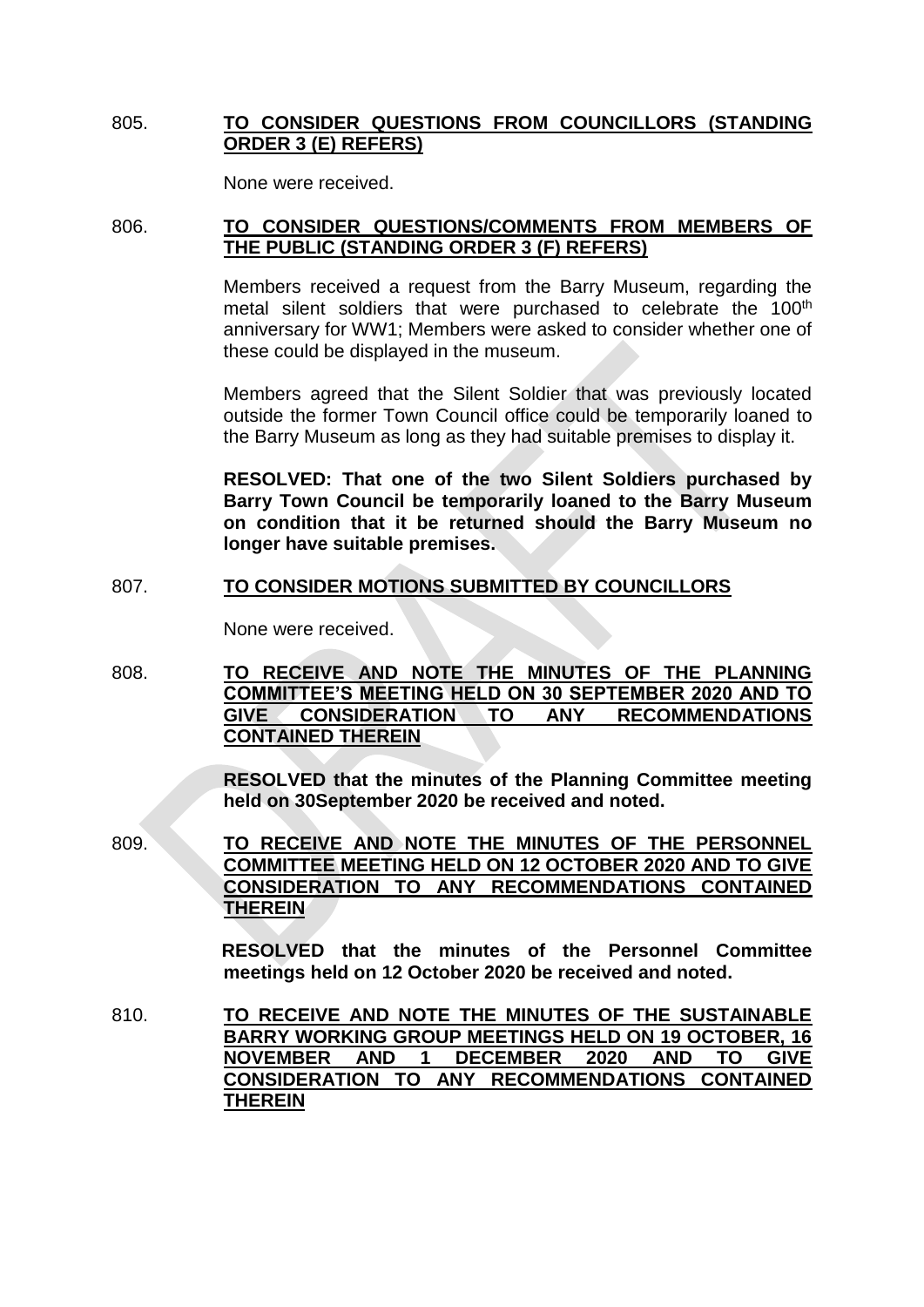805. **TO CONSIDER QUESTIONS FROM COUNCILLORS (STANDING ORDER 3 (E) REFERS)**

None were received.

806. **TO CONSIDER QUESTIONS/COMMENTS FROM MEMBERS OF THE PUBLIC (STANDING ORDER 3 (F) REFERS)**

Members received a request from the Barry Museum, regarding the metal silent soldiers that were purchased to celebrate the 100th anniversary for WW1; Members were asked to consider whether one of these could be displayed in the museum.

Members agreed that the Silent Soldier that was previously located outside the former Town Council office could be temporarily loaned to the Barry Museum as long as they had suitable premises to display it.

**RESOLVED: That one of the two Silent Soldiers purchased by Barry Town Council be temporarily loaned to the Barry Museum on condition that it be returned should the Barry Museum no longer have suitable premises.**

807. **TO CONSIDER MOTIONS SUBMITTED BY COUNCILLORS**

None were received.

808. **TO RECEIVE AND NOTE THE MINUTES OF THE PLANNING COMMITTEE'S MEETING HELD ON 30 SEPTEMBER 2020 AND TO GIVE CONSIDERATION TO ANY RECOMMENDATIONS CONTAINED THEREIN**

**RESOLVED that the minutes of the Planning Committee meeting held on 30September 2020 be received and noted.**

809. **TO RECEIVE AND NOTE THE MINUTES OF THE PERSONNEL COMMITTEE MEETING HELD ON 12 OCTOBER 2020 AND TO GIVE CONSIDERATION TO ANY RECOMMENDATIONS CONTAINED THEREIN**

**RESOLVED that the minutes of the Personnel Committee meetings held on 12 October 2020 be received and noted.**

810. **TO RECEIVE AND NOTE THE MINUTES OF THE SUSTAINABLE BARRY WORKING GROUP MEETINGS HELD ON 19 OCTOBER, 16 NOVEMBER AND 1 DECEMBER 2020 AND TO GIVE CONSIDERATION TO ANY RECOMMENDATIONS CONTAINED THEREIN**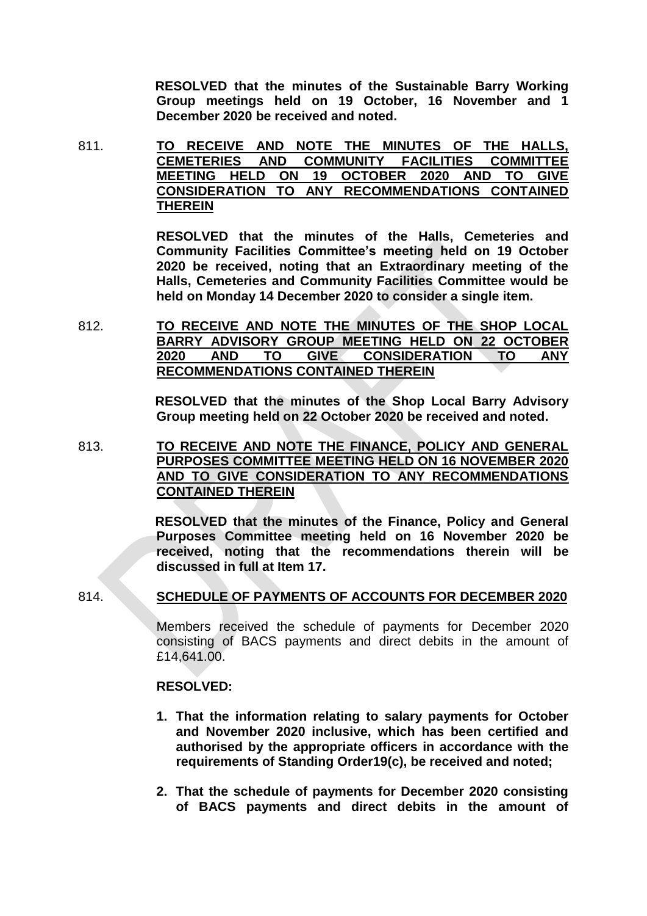**RESOLVED that the minutes of the Sustainable Barry Working Group meetings held on 19 October, 16 November and 1 December 2020 be received and noted.**

811. **TO RECEIVE AND NOTE THE MINUTES OF THE HALLS, CEMETERIES AND COMMUNITY FACILITIES COMMITTEE MEETING HELD ON 19 OCTOBER 2020 AND TO GIVE CONSIDERATION TO ANY RECOMMENDATIONS CONTAINED THEREIN**

**RESOLVED that the minutes of the Halls, Cemeteries and Community Facilities Committee's meeting held on 19 October 2020 be received, noting that an Extraordinary meeting of the Halls, Cemeteries and Community Facilities Committee would be held on Monday 14 December 2020 to consider a single item.**

812. **TO RECEIVE AND NOTE THE MINUTES OF THE SHOP LOCAL BARRY ADVISORY GROUP MEETING HELD ON 22 OCTOBER 2020 AND TO GIVE CONSIDERATION TO ANY RECOMMENDATIONS CONTAINED THEREIN**

**RESOLVED that the minutes of the Shop Local Barry Advisory Group meeting held on 22 October 2020 be received and noted.**

813. **TO RECEIVE AND NOTE THE FINANCE, POLICY AND GENERAL PURPOSES COMMITTEE MEETING HELD ON 16 NOVEMBER 2020 AND TO GIVE CONSIDERATION TO ANY RECOMMENDATIONS CONTAINED THEREIN**

**RESOLVED that the minutes of the Finance, Policy and General Purposes Committee meeting held on 16 November 2020 be received, noting that the recommendations therein will be discussed in full at Item 17.**

814. **SCHEDULE OF PAYMENTS OF ACCOUNTS FOR DECEMBER 2020**

Members received the schedule of payments for December 2020 consisting of BACS payments and direct debits in the amount of £14,641.00.

**RESOLVED:**

1. **That the information relating to salary payments for October and November 2020 inclusive, which has been certified and authorised by the appropriate officers in accordance with the requirements of Standing Order19(c), be received and noted;**

2. **That the schedule of payments for December 2020 consisting of BACS payments and direct debits in the amount of**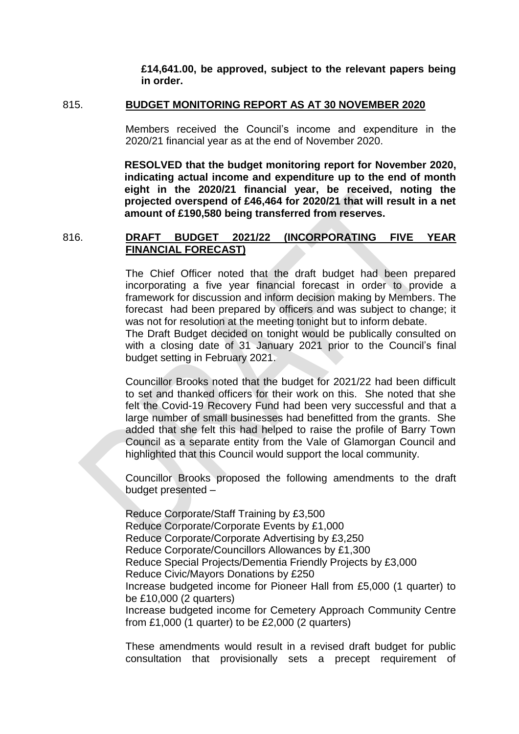**£14,641.00, be approved, subject to the relevant papers being in order.**

815. **BUDGET MONITORING REPORT AS AT 30 NOVEMBER 2020**

Members received the Council's income and expenditure in the 2020/21 financial year as at the end of November 2020.

**RESOLVED that the budget monitoring report for November 2020, indicating actual income and expenditure up to the end of month eight in the 2020/21 financial year, be received, noting the projected overspend of £46,464 for 2020/21 that will result in a net amount of £190,580 being transferred from reserves.**

816. **DRAFT BUDGET 2021/22 (INCORPORATING FIVE YEAR FINANCIAL FORECAST)**

The Chief Officer noted that the draft budget had been prepared incorporating a five year financial forecast in order to provide a framework for discussion and inform decision making by Members. The forecast had been prepared by officers and was subject to change; it was not for resolution at the meeting tonight but to inform debate.
The Draft Budget decided on tonight would be publically consulted on with a closing date of 31 January 2021 prior to the Council's final budget setting in February 2021.

Councillor Brooks noted that the budget for 2021/22 had been difficult to set and thanked officers for their work on this. She noted that she felt the Covid-19 Recovery Fund had been very successful and that a large number of small businesses had benefitted from the grants. She added that she felt this had helped to raise the profile of Barry Town Council as a separate entity from the Vale of Glamorgan Council and highlighted that this Council would support the local community.

Councillor Brooks proposed the following amendments to the draft budget presented –

Reduce Corporate/Staff Training by £3,500
Reduce Corporate/Corporate Events by £1,000
Reduce Corporate/Corporate Advertising by £3,250
Reduce Corporate/Councillors Allowances by £1,300
Reduce Special Projects/Dementia Friendly Projects by £3,000
Reduce Civic/Mayors Donations by £250
Increase budgeted income for Pioneer Hall from £5,000 (1 quarter) to be £10,000 (2 quarters)
Increase budgeted income for Cemetery Approach Community Centre from £1,000 (1 quarter) to be £2,000 (2 quarters)

These amendments would result in a revised draft budget for public consultation that provisionally sets a precept requirement of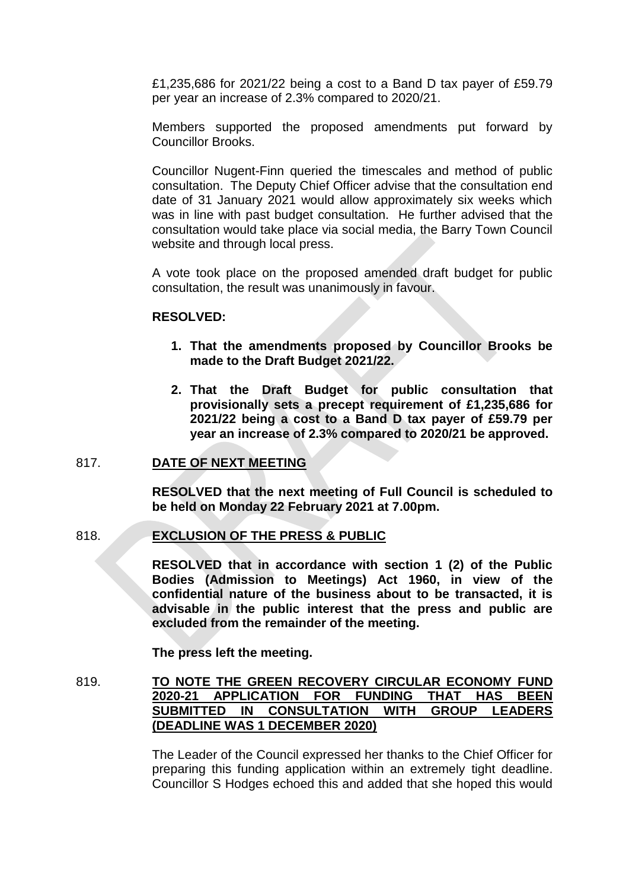£1,235,686 for 2021/22 being a cost to a Band D tax payer of £59.79 per year an increase of 2.3% compared to 2020/21.

Members supported the proposed amendments put forward by Councillor Brooks.

Councillor Nugent-Finn queried the timescales and method of public consultation. The Deputy Chief Officer advise that the consultation end date of 31 January 2021 would allow approximately six weeks which was in line with past budget consultation. He further advised that the consultation would take place via social media, the Barry Town Council website and through local press.

A vote took place on the proposed amended draft budget for public consultation, the result was unanimously in favour.

**RESOLVED:**

1. **That the amendments proposed by Councillor Brooks be made to the Draft Budget 2021/22.**

2. **That the Draft Budget for public consultation that provisionally sets a precept requirement of £1,235,686 for 2021/22 being a cost to a Band D tax payer of £59.79 per year an increase of 2.3% compared to 2020/21 be approved.**

817. **DATE OF NEXT MEETING**

**RESOLVED that the next meeting of Full Council is scheduled to be held on Monday 22 February 2021 at 7.00pm.**

818. **EXCLUSION OF THE PRESS & PUBLIC**

**RESOLVED that in accordance with section 1 (2) of the Public Bodies (Admission to Meetings) Act 1960, in view of the confidential nature of the business about to be transacted, it is advisable in the public interest that the press and public are excluded from the remainder of the meeting.**

**The press left the meeting.**

819. **TO NOTE THE GREEN RECOVERY CIRCULAR ECONOMY FUND 2020-21 APPLICATION FOR FUNDING THAT HAS BEEN SUBMITTED IN CONSULTATION WITH GROUP LEADERS (DEADLINE WAS 1 DECEMBER 2020)**

The Leader of the Council expressed her thanks to the Chief Officer for preparing this funding application within an extremely tight deadline. Councillor S Hodges echoed this and added that she hoped this would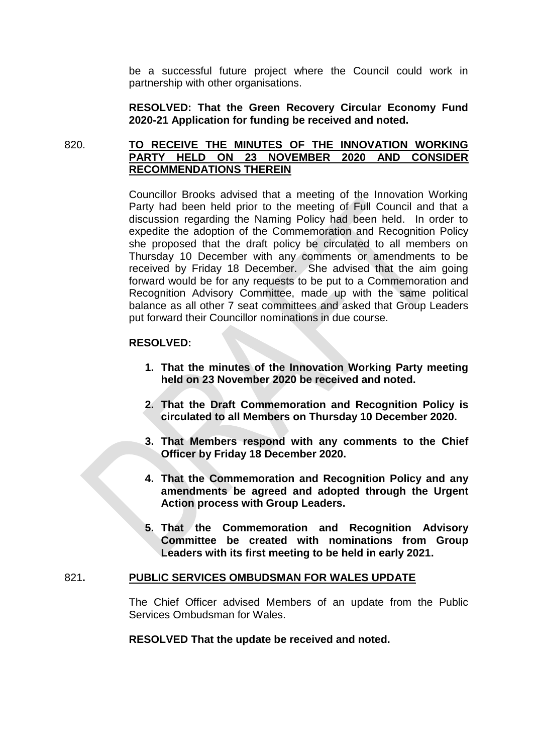be a successful future project where the Council could work in partnership with other organisations.

**RESOLVED: That the Green Recovery Circular Economy Fund 2020-21 Application for funding be received and noted.**

## 820. TO RECEIVE THE MINUTES OF THE INNOVATION WORKING PARTY HELD ON 23 NOVEMBER 2020 AND CONSIDER RECOMMENDATIONS THEREIN

Councillor Brooks advised that a meeting of the Innovation Working Party had been held prior to the meeting of Full Council and that a discussion regarding the Naming Policy had been held. In order to expedite the adoption of the Commemoration and Recognition Policy she proposed that the draft policy be circulated to all members on Thursday 10 December with any comments or amendments to be received by Friday 18 December. She advised that the aim going forward would be for any requests to be put to a Commemoration and Recognition Advisory Committee, made up with the same political balance as all other 7 seat committees and asked that Group Leaders put forward their Councillor nominations in due course.

**RESOLVED:**

1. **That the minutes of the Innovation Working Party meeting held on 23 November 2020 be received and noted.**
2. **That the Draft Commemoration and Recognition Policy is circulated to all Members on Thursday 10 December 2020.**
3. **That Members respond with any comments to the Chief Officer by Friday 18 December 2020.**
4. **That the Commemoration and Recognition Policy and any amendments be agreed and adopted through the Urgent Action process with Group Leaders.**
5. **That the Commemoration and Recognition Advisory Committee be created with nominations from Group Leaders with its first meeting to be held in early 2021.**

## 821. PUBLIC SERVICES OMBUDSMAN FOR WALES UPDATE

The Chief Officer advised Members of an update from the Public Services Ombudsman for Wales.

**RESOLVED That the update be received and noted.**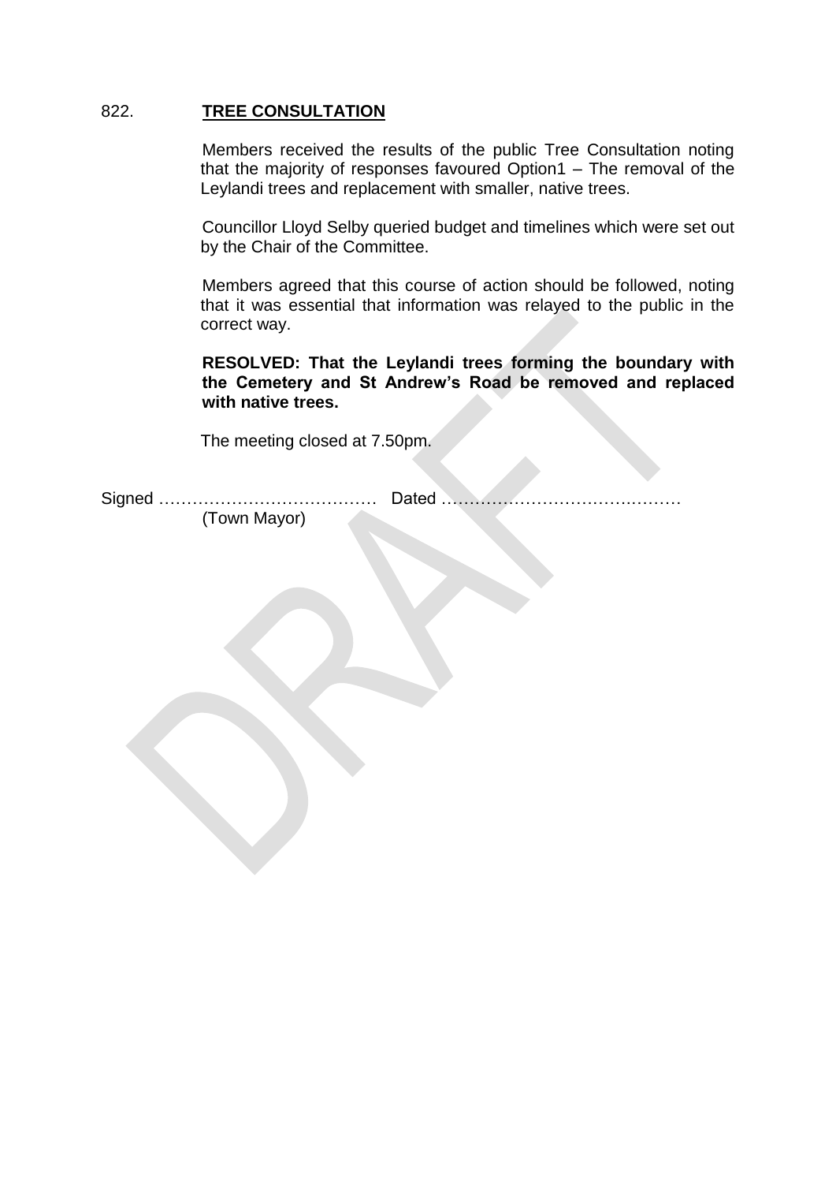822. **TREE CONSULTATION**

Members received the results of the public Tree Consultation noting that the majority of responses favoured Option1 – The removal of the Leylandi trees and replacement with smaller, native trees.

Councillor Lloyd Selby queried budget and timelines which were set out by the Chair of the Committee.

Members agreed that this course of action should be followed, noting that it was essential that information was relayed to the public in the correct way.

**RESOLVED: That the Leylandi trees forming the boundary with the Cemetery and St Andrew's Road be removed and replaced with native trees.**

The meeting closed at 7.50pm.

Signed ………………………………… Dated ……………………………………
(Town Mayor)